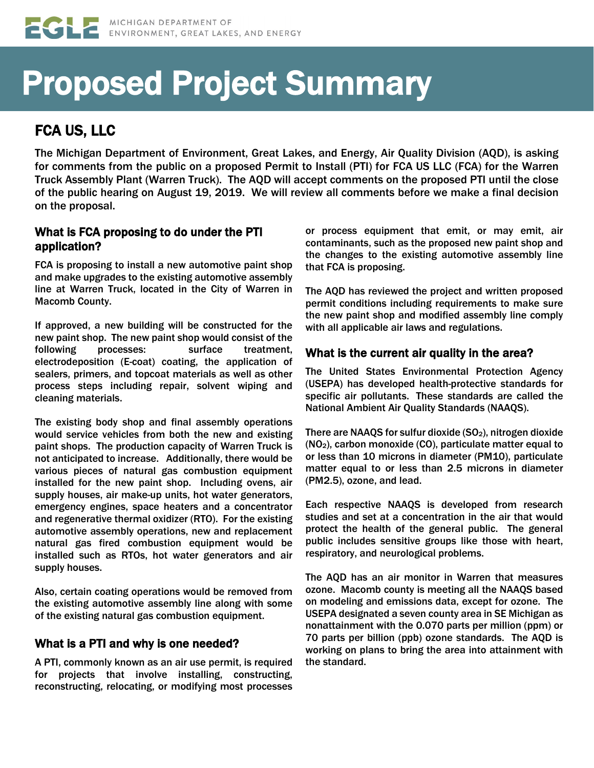MICHIGAN DEPARTMENT OF ENVIRONMENT, GREAT LAKES, AND ENERGY

# Proposed Project Summary

## FCA US, LLC

The Michigan Department of Environment, Great Lakes, and Energy, Air Quality Division (AQD), is asking for comments from the public on a proposed Permit to Install (PTI) for FCA US LLC (FCA) for the Warren Truck Assembly Plant (Warren Truck). The AQD will accept comments on the proposed PTI until the close of the public hearing on August 19, 2019. We will review all comments before we make a final decision on the proposal.

### What is FCA proposing to do under the PTI application?

FCA is proposing to install a new automotive paint shop and make upgrades to the existing automotive assembly line at Warren Truck, located in the City of Warren in Macomb County.

If approved, a new building will be constructed for the new paint shop. The new paint shop would consist of the following processes: surface treatment, electrodeposition (E-coat) coating, the application of sealers, primers, and topcoat materials as well as other process steps including repair, solvent wiping and cleaning materials.

The existing body shop and final assembly operations would service vehicles from both the new and existing paint shops. The production capacity of Warren Truck is not anticipated to increase. Additionally, there would be various pieces of natural gas combustion equipment installed for the new paint shop. Including ovens, air supply houses, air make-up units, hot water generators, emergency engines, space heaters and a concentrator and regenerative thermal oxidizer (RTO). For the existing automotive assembly operations, new and replacement natural gas fired combustion equipment would be installed such as RTOs, hot water generators and air supply houses.

Also, certain coating operations would be removed from the existing automotive assembly line along with some of the existing natural gas combustion equipment.

### What is a PTI and why is one needed?

A PTI, commonly known as an air use permit, is required for projects that involve installing, constructing, reconstructing, relocating, or modifying most processes or process equipment that emit, or may emit, air contaminants, such as the proposed new paint shop and the changes to the existing automotive assembly line that FCA is proposing.

The AQD has reviewed the project and written proposed permit conditions including requirements to make sure the new paint shop and modified assembly line comply with all applicable air laws and regulations.

### What is the current air quality in the area?

The United States Environmental Protection Agency (USEPA) has developed health-protective standards for specific air pollutants. These standards are called the National Ambient Air Quality Standards (NAAQS).

There are NAAQS for sulfur dioxide ($SO_2$), nitrogen dioxide ($NO_2$), carbon monoxide (CO), particulate matter equal to or less than 10 microns in diameter (PM10), particulate matter equal to or less than 2.5 microns in diameter (PM2.5), ozone, and lead.

Each respective NAAQS is developed from research studies and set at a concentration in the air that would protect the health of the general public. The general public includes sensitive groups like those with heart, respiratory, and neurological problems.

The AQD has an air monitor in Warren that measures ozone. Macomb county is meeting all the NAAQS based on modeling and emissions data, except for ozone. The USEPA designated a seven county area in SE Michigan as nonattainment with the 0.070 parts per million (ppm) or 70 parts per billion (ppb) ozone standards. The AQD is working on plans to bring the area into attainment with the standard.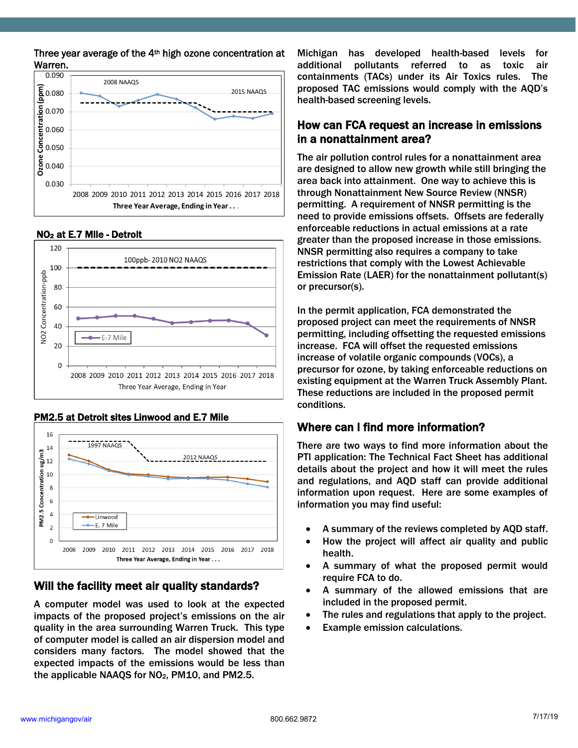Three year average of the 4th high ozone concentration at Warren.

NO2 at E.7 Mile - Detroit

PM2.5 at Detroit sites Linwood and E.7 Mile

## Will the facility meet air quality standards?

A computer model was used to look at the expected impacts of the proposed project's emissions on the air quality in the area surrounding Warren Truck. This type of computer model is called an air dispersion model and considers many factors. The model showed that the expected impacts of the emissions would be less than the applicable NAAQS for $NO_2$, PM10, and PM2.5.

Michigan has developed health-based levels for additional pollutants referred to as toxic air containments (TACs) under its Air Toxics rules. The proposed TAC emissions would comply with the AQD's health-based screening levels.

## How can FCA request an increase in emissions in a nonattainment area?

The air pollution control rules for a nonattainment area are designed to allow new growth while still bringing the area back into attainment. One way to achieve this is through Nonattainment New Source Review (NNSR) permitting. A requirement of NNSR permitting is the need to provide emissions offsets. Offsets are federally enforceable reductions in actual emissions at a rate greater than the proposed increase in those emissions. NNSR permitting also requires a company to take restrictions that comply with the Lowest Achievable Emission Rate (LAER) for the nonattainment pollutant(s) or precursor(s).

In the permit application, FCA demonstrated the proposed project can meet the requirements of NNSR permitting, including offsetting the requested emissions increase. FCA will offset the requested emissions increase of volatile organic compounds (VOCs), a precursor for ozone, by taking enforceable reductions on existing equipment at the Warren Truck Assembly Plant. These reductions are included in the proposed permit conditions.

## Where can I find more information?

There are two ways to find more information about the PTI application: The Technical Fact Sheet has additional details about the project and how it will meet the rules and regulations, and AQD staff can provide additional information upon request. Here are some examples of information you may find useful:

- A summary of the reviews completed by AQD staff.
- How the project will affect air quality and public health.
- A summary of what the proposed permit would require FCA to do.
- A summary of the allowed emissions that are included in the proposed permit.
- The rules and regulations that apply to the project.
- Example emission calculations.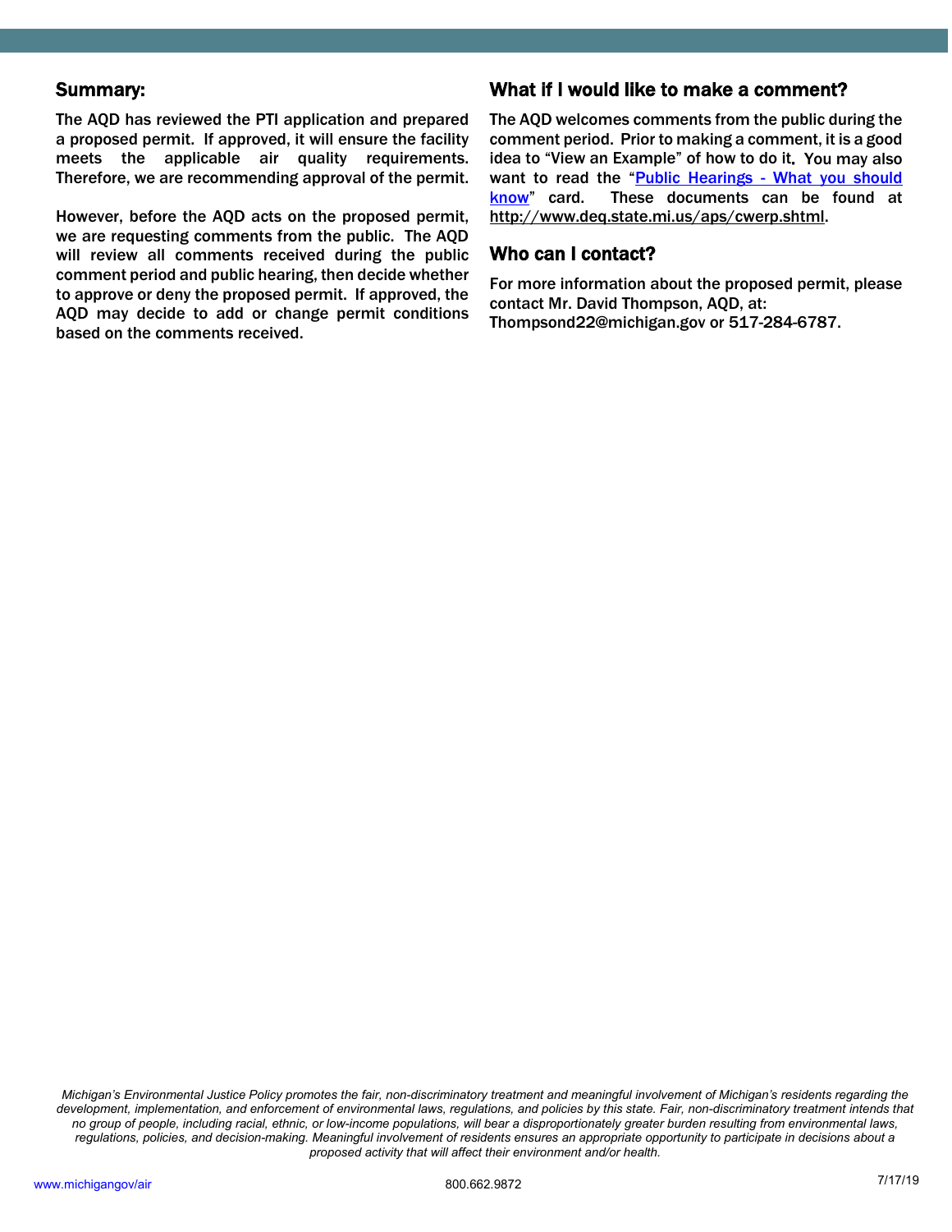## Summary:

The AQD has reviewed the PTI application and prepared a proposed permit. If approved, it will ensure the facility meets the applicable air quality requirements. Therefore, we are recommending approval of the permit.

However, before the AQD acts on the proposed permit, we are requesting comments from the public. The AQD will review all comments received during the public comment period and public hearing, then decide whether to approve or deny the proposed permit. If approved, the AQD may decide to add or change permit conditions based on the comments received.

## What if I would like to make a comment?

The AQD welcomes comments from the public during the comment period. Prior to making a comment, it is a good idea to "View an Example" of how to do it. You may also want to read the "Public Hearings - What you should know" card. These documents can be found at http://www.deq.state.mi.us/aps/cwerp.shtml.

## Who can I contact?

For more information about the proposed permit, please contact Mr. David Thompson, AQD, at: Thompsond22@michigan.gov or 517-284-6787.

*Michigan's Environmental Justice Policy promotes the fair, non-discriminatory treatment and meaningful involvement of Michigan's residents regarding the development, implementation, and enforcement of environmental laws, regulations, and policies by this state. Fair, non-discriminatory treatment intends that no group of people, including racial, ethnic, or low-income populations, will bear a disproportionately greater burden resulting from environmental laws, regulations, policies, and decision-making. Meaningful involvement of residents ensures an appropriate opportunity to participate in decisions about a proposed activity that will affect their environment and/or health.*

www.michigangov/air 800.662.9872 7/17/19